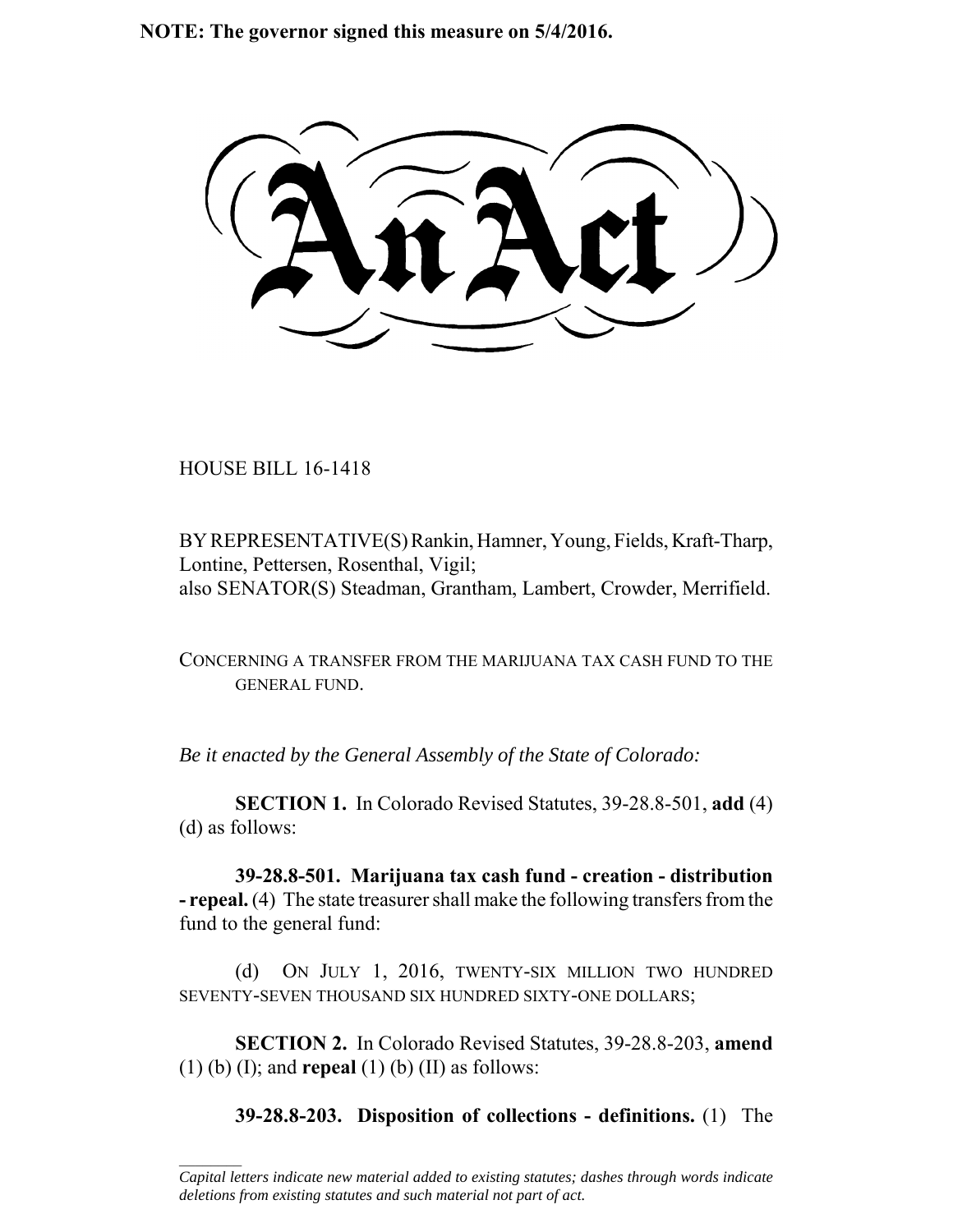**NOTE: The governor signed this measure on 5/4/2016.**

# An Act

HOUSE BILL 16-1418

BY REPRESENTATIVE(S) Rankin, Hamner, Young, Fields, Kraft-Tharp, Lontine, Pettersen, Rosenthal, Vigil;
also SENATOR(S) Steadman, Grantham, Lambert, Crowder, Merrifield.

CONCERNING A TRANSFER FROM THE MARIJUANA TAX CASH FUND TO THE GENERAL FUND.

*Be it enacted by the General Assembly of the State of Colorado:*

**SECTION 1.** In Colorado Revised Statutes, 39-28.8-501, **add** (4) (d) as follows:

**39-28.8-501. Marijuana tax cash fund - creation - distribution - repeal.** (4) The state treasurer shall make the following transfers from the fund to the general fund:

(d) ON JULY 1, 2016, TWENTY-SIX MILLION TWO HUNDRED SEVENTY-SEVEN THOUSAND SIX HUNDRED SIXTY-ONE DOLLARS;

**SECTION 2.** In Colorado Revised Statutes, 39-28.8-203, **amend** (1) (b) (I); and **repeal** (1) (b) (II) as follows:

**39-28.8-203. Disposition of collections - definitions.** (1) The

---

*Capital letters indicate new material added to existing statutes; dashes through words indicate deletions from existing statutes and such material not part of act.*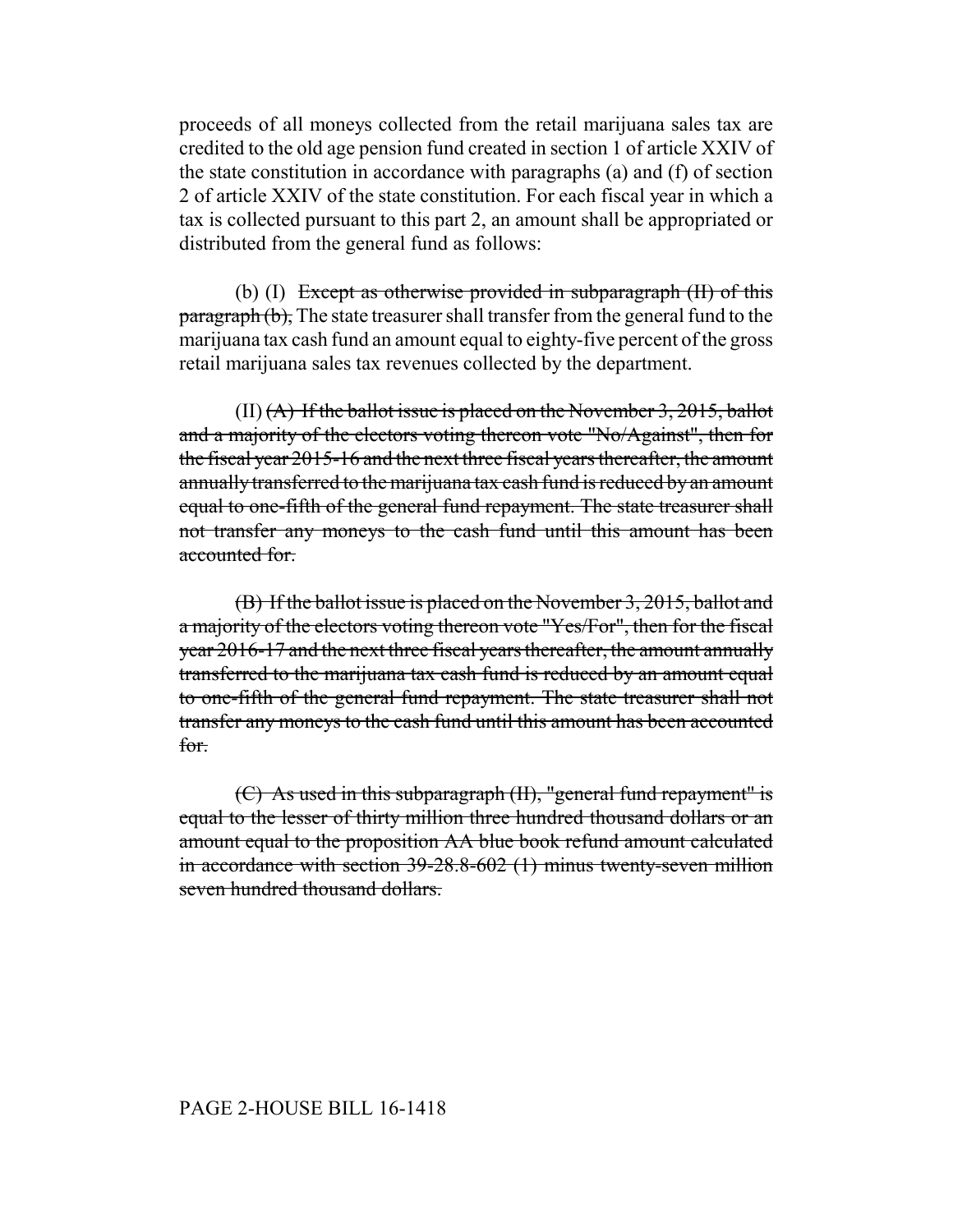proceeds of all moneys collected from the retail marijuana sales tax are credited to the old age pension fund created in section 1 of article XXIV of the state constitution in accordance with paragraphs (a) and (f) of section 2 of article XXIV of the state constitution. For each fiscal year in which a tax is collected pursuant to this part 2, an amount shall be appropriated or distributed from the general fund as follows:

(b) (I) ~~Except as otherwise provided in subparagraph (II) of this paragraph (b),~~ The state treasurer shall transfer from the general fund to the marijuana tax cash fund an amount equal to eighty-five percent of the gross retail marijuana sales tax revenues collected by the department.

(II) ~~(A) If the ballot issue is placed on the November 3, 2015, ballot and a majority of the electors voting thereon vote "No/Against", then for the fiscal year 2015-16 and the next three fiscal years thereafter, the amount annually transferred to the marijuana tax cash fund is reduced by an amount equal to one-fifth of the general fund repayment. The state treasurer shall not transfer any moneys to the cash fund until this amount has been accounted for.~~

~~(B) If the ballot issue is placed on the November 3, 2015, ballot and a majority of the electors voting thereon vote "Yes/For", then for the fiscal year 2016-17 and the next three fiscal years thereafter, the amount annually transferred to the marijuana tax cash fund is reduced by an amount equal to one-fifth of the general fund repayment. The state treasurer shall not transfer any moneys to the cash fund until this amount has been accounted for.~~

~~(C) As used in this subparagraph (II), "general fund repayment" is equal to the lesser of thirty million three hundred thousand dollars or an amount equal to the proposition AA blue book refund amount calculated in accordance with section 39-28.8-602 (1) minus twenty-seven million seven hundred thousand dollars.~~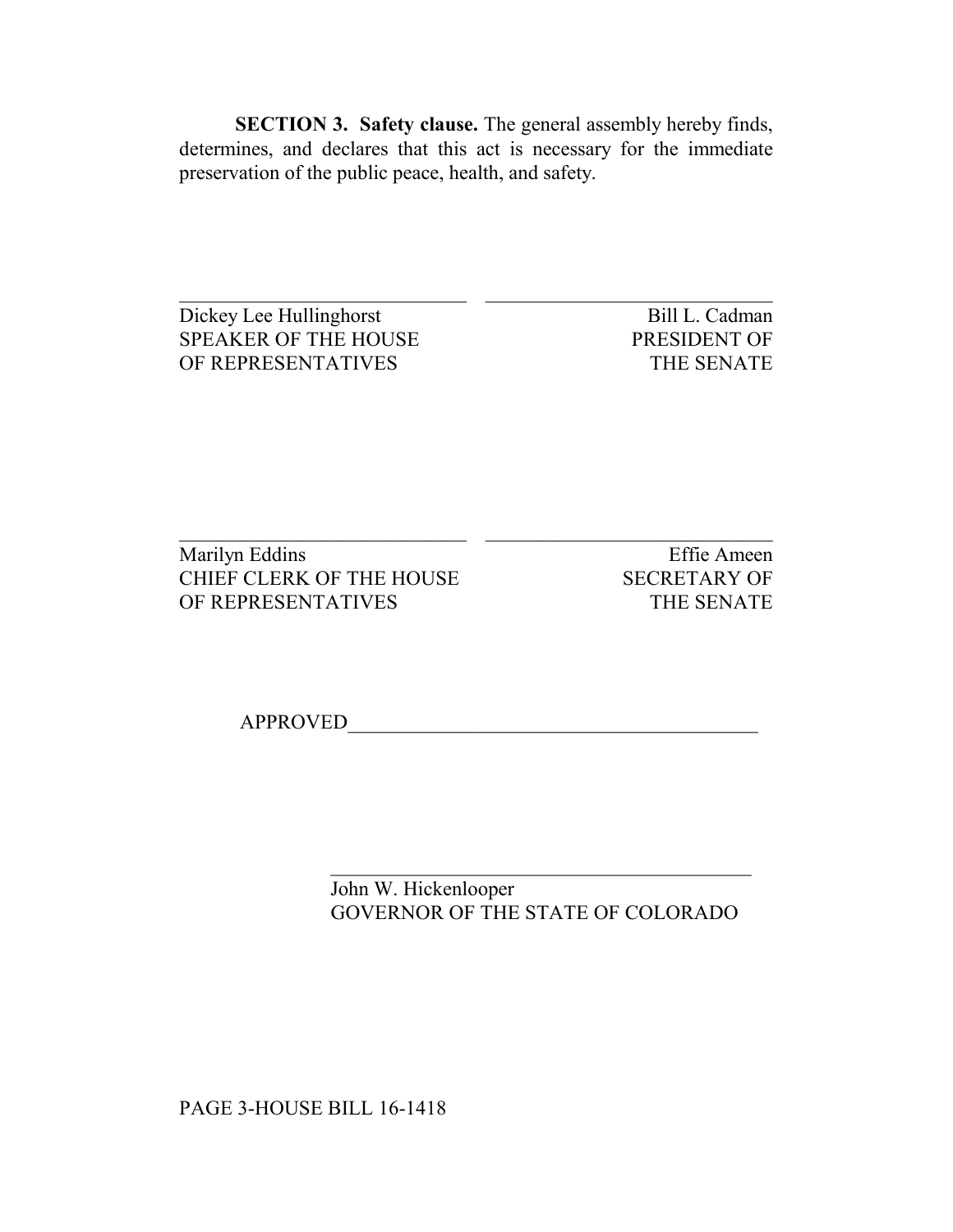**SECTION 3. Safety clause.** The general assembly hereby finds, determines, and declares that this act is necessary for the immediate preservation of the public peace, health, and safety.

| | |
|---|---|
| ____________________________ | ____________________________ |
| Dickey Lee Hullinghorst | Bill L. Cadman |
| SPEAKER OF THE HOUSE | PRESIDENT OF |
| OF REPRESENTATIVES | THE SENATE |

| | |
|---|---|
| ____________________________ | ____________________________ |
| Marilyn Eddins | Effie Ameen |
| CHIEF CLERK OF THE HOUSE | SECRETARY OF |
| OF REPRESENTATIVES | THE SENATE |

APPROVED________________________________________

____________________________________________

John W. Hickenlooper
GOVERNOR OF THE STATE OF COLORADO

PAGE 3-HOUSE BILL 16-1418